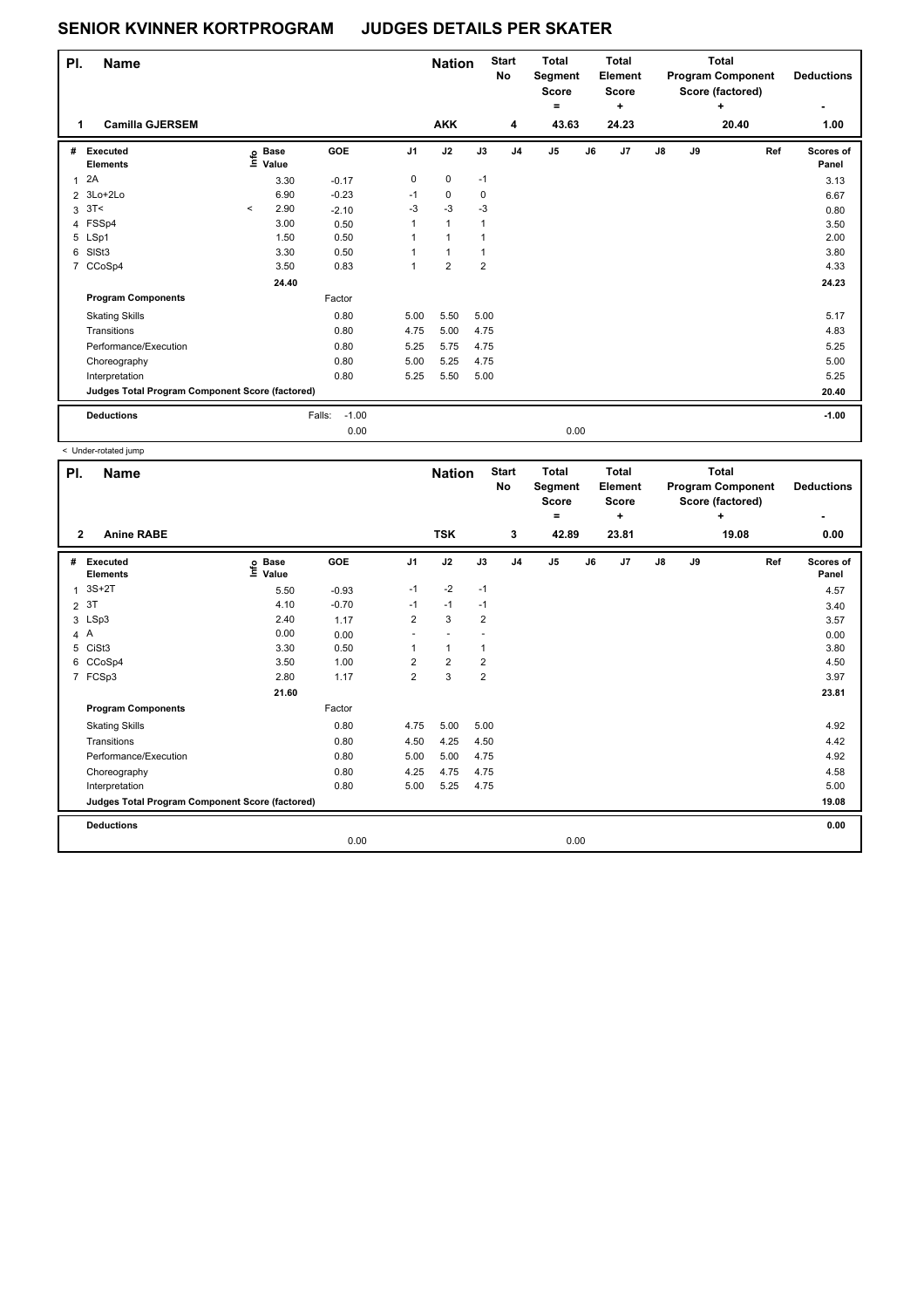# SENIOR KVINNER KORTPROGRAM JUDGES DETAILS PER SKATER

| Pl. | Name | Nation | Start No | Total Segment Score = | Total Element Score + | Total Program Component Score (factored) + | Deductions - |
|---|---|---|---|---|---|---|---|
| 1 | Camilla GJERSEM | AKK | 4 | 43.63 | 24.23 | 20.40 | 1.00 |

| # | Executed Elements | Info | Base Value | GOE | J1 | J2 | J3 | J4 | J5 | J6 | J7 | J8 | J9 | Ref | Scores of Panel |
|---|---|---|---|---|---|---|---|---|---|---|---|---|---|---|---|
| 1 | 2A | | 3.30 | -0.17 | 0 | 0 | -1 | | | | | | | | 3.13 |
| 2 | 3Lo+2Lo | | 6.90 | -0.23 | -1 | 0 | 0 | | | | | | | | 6.67 |
| 3 | 3T< | < | 2.90 | -2.10 | -3 | -3 | -3 | | | | | | | | 0.80 |
| 4 | FSSp4 | | 3.00 | 0.50 | 1 | 1 | 1 | | | | | | | | 3.50 |
| 5 | LSp1 | | 1.50 | 0.50 | 1 | 1 | 1 | | | | | | | | 2.00 |
| 6 | SlSt3 | | 3.30 | 0.50 | 1 | 1 | 1 | | | | | | | | 3.80 |
| 7 | CCoSp4 | | 3.50 | 0.83 | 1 | 2 | 2 | | | | | | | | 4.33 |
| | | | 24.40 | | | | | | | | | | | | 24.23 |
| | **Program Components** | | | Factor | | | | | | | | | | | |
| | Skating Skills | | | 0.80 | 5.00 | 5.50 | 5.00 | | | | | | | | 5.17 |
| | Transitions | | | 0.80 | 4.75 | 5.00 | 4.75 | | | | | | | | 4.83 |
| | Performance/Execution | | | 0.80 | 5.25 | 5.75 | 4.75 | | | | | | | | 5.25 |
| | Choreography | | | 0.80 | 5.00 | 5.25 | 4.75 | | | | | | | | 5.00 |
| | Interpretation | | | 0.80 | 5.25 | 5.50 | 5.00 | | | | | | | | 5.25 |
| | **Judges Total Program Component Score (factored)** | | | | | | | | | | | | | | 20.40 |
| | **Deductions** | | | Falls: -1.00 | | | | | | | | | | | -1.00 |
| | | | | 0.00 | | | | | 0.00 | | | | | | |

< Under-rotated jump

| Pl. | Name | Nation | Start No | Total Segment Score = | Total Element Score + | Total Program Component Score (factored) + | Deductions - |
|---|---|---|---|---|---|---|---|
| 2 | Anine RABE | TSK | 3 | 42.89 | 23.81 | 19.08 | 0.00 |

| # | Executed Elements | Info | Base Value | GOE | J1 | J2 | J3 | J4 | J5 | J6 | J7 | J8 | J9 | Ref | Scores of Panel |
|---|---|---|---|---|---|---|---|---|---|---|---|---|---|---|---|
| 1 | 3S+2T | | 5.50 | -0.93 | -1 | -2 | -1 | | | | | | | | 4.57 |
| 2 | 3T | | 4.10 | -0.70 | -1 | -1 | -1 | | | | | | | | 3.40 |
| 3 | LSp3 | | 2.40 | 1.17 | 2 | 3 | 2 | | | | | | | | 3.57 |
| 4 | A | | 0.00 | 0.00 | - | - | - | | | | | | | | 0.00 |
| 5 | CiSt3 | | 3.30 | 0.50 | 1 | 1 | 1 | | | | | | | | 3.80 |
| 6 | CCoSp4 | | 3.50 | 1.00 | 2 | 2 | 2 | | | | | | | | 4.50 |
| 7 | FCSp3 | | 2.80 | 1.17 | 2 | 3 | 2 | | | | | | | | 3.97 |
| | | | 21.60 | | | | | | | | | | | | 23.81 |
| | **Program Components** | | | Factor | | | | | | | | | | | |
| | Skating Skills | | | 0.80 | 4.75 | 5.00 | 5.00 | | | | | | | | 4.92 |
| | Transitions | | | 0.80 | 4.50 | 4.25 | 4.50 | | | | | | | | 4.42 |
| | Performance/Execution | | | 0.80 | 5.00 | 5.00 | 4.75 | | | | | | | | 4.92 |
| | Choreography | | | 0.80 | 4.25 | 4.75 | 4.75 | | | | | | | | 4.58 |
| | Interpretation | | | 0.80 | 5.00 | 5.25 | 4.75 | | | | | | | | 5.00 |
| | **Judges Total Program Component Score (factored)** | | | | | | | | | | | | | | 19.08 |
| | **Deductions** | | | | | | | | | | | | | | 0.00 |
| | | | | 0.00 | | | | | 0.00 | | | | | | |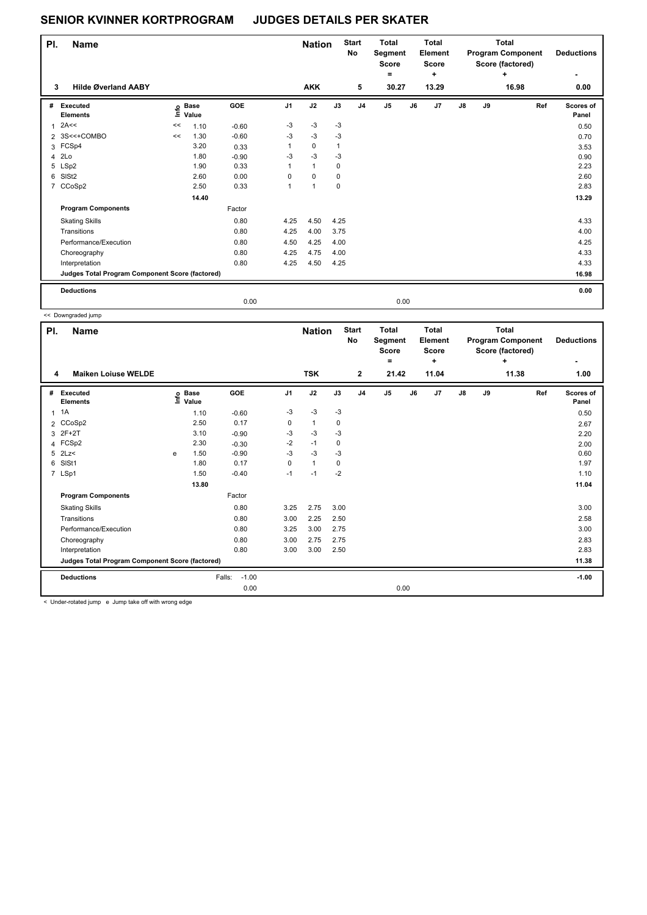# SENIOR KVINNER KORTPROGRAM JUDGES DETAILS PER SKATER

| Pl. | Name | Nation | Start No | Total Segment Score = | Total Element Score + | Total Program Component Score (factored) + | Deductions - |
|---|---|---|---|---|---|---|---|
| 3 | Hilde Øverland AABY | AKK | 5 | 30.27 | 13.29 | 16.98 | 0.00 |

| # | Executed Elements | Info | Base Value | GOE | J1 | J2 | J3 | J4 | J5 | J6 | J7 | J8 | J9 | Ref | Scores of Panel |
|---|---|---|---|---|---|---|---|---|---|---|---|---|---|---|---|
| 1 | 2A<< | << | 1.10 | -0.60 | -3 | -3 | -3 | | | | | | | | 0.50 |
| 2 | 3S<<+COMBO | << | 1.30 | -0.60 | -3 | -3 | -3 | | | | | | | | 0.70 |
| 3 | FCSp4 | | 3.20 | 0.33 | 1 | 0 | 1 | | | | | | | | 3.53 |
| 4 | 2Lo | | 1.80 | -0.90 | -3 | -3 | -3 | | | | | | | | 0.90 |
| 5 | LSp2 | | 1.90 | 0.33 | 1 | 1 | 0 | | | | | | | | 2.23 |
| 6 | SlSt2 | | 2.60 | 0.00 | 0 | 0 | 0 | | | | | | | | 2.60 |
| 7 | CCoSp2 | | 2.50 | 0.33 | 1 | 1 | 0 | | | | | | | | 2.83 |
| | | | 14.40 | | | | | | | | | | | | 13.29 |
| | **Program Components** | | | Factor | | | | | | | | | | | |
| | Skating Skills | | | 0.80 | 4.25 | 4.50 | 4.25 | | | | | | | | 4.33 |
| | Transitions | | | 0.80 | 4.25 | 4.00 | 3.75 | | | | | | | | 4.00 |
| | Performance/Execution | | | 0.80 | 4.50 | 4.25 | 4.00 | | | | | | | | 4.25 |
| | Choreography | | | 0.80 | 4.25 | 4.75 | 4.00 | | | | | | | | 4.33 |
| | Interpretation | | | 0.80 | 4.25 | 4.50 | 4.25 | | | | | | | | 4.33 |
| | **Judges Total Program Component Score (factored)** | | | | | | | | | | | | | | 16.98 |
| | **Deductions** | | | | | | | | | | | | | | 0.00 |
| | | | | 0.00 | | | | | 0.00 | | | | | | |

<< Downgraded jump

| Pl. | Name | Nation | Start No | Total Segment Score = | Total Element Score + | Total Program Component Score (factored) + | Deductions - |
|---|---|---|---|---|---|---|---|
| 4 | Maiken Loiuse WELDE | TSK | 2 | 21.42 | 11.04 | 11.38 | 1.00 |

| # | Executed Elements | Info | Base Value | GOE | J1 | J2 | J3 | J4 | J5 | J6 | J7 | J8 | J9 | Ref | Scores of Panel |
|---|---|---|---|---|---|---|---|---|---|---|---|---|---|---|---|
| 1 | 1A | | 1.10 | -0.60 | -3 | -3 | -3 | | | | | | | | 0.50 |
| 2 | CCoSp2 | | 2.50 | 0.17 | 0 | 1 | 0 | | | | | | | | 2.67 |
| 3 | 2F+2T | | 3.10 | -0.90 | -3 | -3 | -3 | | | | | | | | 2.20 |
| 4 | FCSp2 | | 2.30 | -0.30 | -2 | -1 | 0 | | | | | | | | 2.00 |
| 5 | 2Lz< | e | 1.50 | -0.90 | -3 | -3 | -3 | | | | | | | | 0.60 |
| 6 | SlSt1 | | 1.80 | 0.17 | 0 | 1 | 0 | | | | | | | | 1.97 |
| 7 | LSp1 | | 1.50 | -0.40 | -1 | -1 | -2 | | | | | | | | 1.10 |
| | | | 13.80 | | | | | | | | | | | | 11.04 |
| | **Program Components** | | | Factor | | | | | | | | | | | |
| | Skating Skills | | | 0.80 | 3.25 | 2.75 | 3.00 | | | | | | | | 3.00 |
| | Transitions | | | 0.80 | 3.00 | 2.25 | 2.50 | | | | | | | | 2.58 |
| | Performance/Execution | | | 0.80 | 3.25 | 3.00 | 2.75 | | | | | | | | 3.00 |
| | Choreography | | | 0.80 | 3.00 | 2.75 | 2.75 | | | | | | | | 2.83 |
| | Interpretation | | | 0.80 | 3.00 | 3.00 | 2.50 | | | | | | | | 2.83 |
| | **Judges Total Program Component Score (factored)** | | | | | | | | | | | | | | 11.38 |
| | **Deductions** | | Falls: | -1.00 | | | | | | | | | | | -1.00 |
| | | | | 0.00 | | | | | 0.00 | | | | | | |

< Under-rotated jump e Jump take off with wrong edge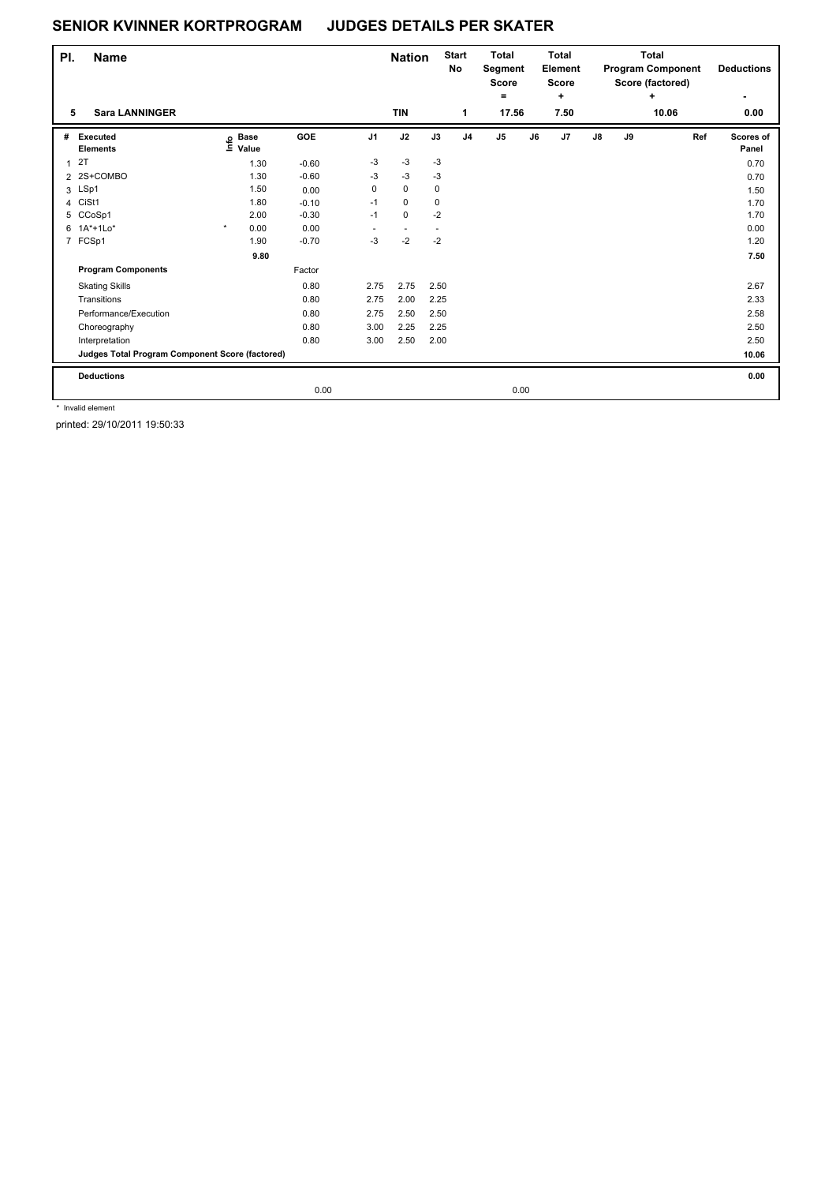# SENIOR KVINNER KORTPROGRAM JUDGES DETAILS PER SKATER

| Pl. | Name | Nation | Start No | Total Segment Score = | Total Element Score + | Total Program Component Score (factored) + | Deductions - |
|---|---|---|---|---|---|---|---|
| 5 | Sara LANNINGER | TIN | 1 | 17.56 | 7.50 | 10.06 | 0.00 |

| # | Executed Elements | Info | Base Value | GOE | J1 | J2 | J3 | J4 | J5 | J6 | J7 | J8 | J9 | Ref | Scores of Panel |
|---|---|---|---|---|---|---|---|---|---|---|---|---|---|---|---|
| 1 | 2T | | 1.30 | -0.60 | -3 | -3 | -3 | | | | | | | | 0.70 |
| 2 | 2S+COMBO | | 1.30 | -0.60 | -3 | -3 | -3 | | | | | | | | 0.70 |
| 3 | LSp1 | | 1.50 | 0.00 | 0 | 0 | 0 | | | | | | | | 1.50 |
| 4 | CiSt1 | | 1.80 | -0.10 | -1 | 0 | 0 | | | | | | | | 1.70 |
| 5 | CCoSp1 | | 2.00 | -0.30 | -1 | 0 | -2 | | | | | | | | 1.70 |
| 6 | 1A*+1Lo* | * | 0.00 | 0.00 | - | - | - | | | | | | | | 0.00 |
| 7 | FCSp1 | | 1.90 | -0.70 | -3 | -2 | -2 | | | | | | | | 1.20 |
| | | | 9.80 | | | | | | | | | | | | 7.50 |
| | **Program Components** | | | Factor | | | | | | | | | | | |
| | Skating Skills | | | 0.80 | 2.75 | 2.75 | 2.50 | | | | | | | | 2.67 |
| | Transitions | | | 0.80 | 2.75 | 2.00 | 2.25 | | | | | | | | 2.33 |
| | Performance/Execution | | | 0.80 | 2.75 | 2.50 | 2.50 | | | | | | | | 2.58 |
| | Choreography | | | 0.80 | 3.00 | 2.25 | 2.25 | | | | | | | | 2.50 |
| | Interpretation | | | 0.80 | 3.00 | 2.50 | 2.00 | | | | | | | | 2.50 |
| | **Judges Total Program Component Score (factored)** | | | | | | | | | | | | | | 10.06 |
| | **Deductions** | | | | | | | | | | | | | | 0.00 |
| | | | | 0.00 | | | | | 0.00 | | | | | | |

\* Invalid element

printed: 29/10/2011 19:50:33